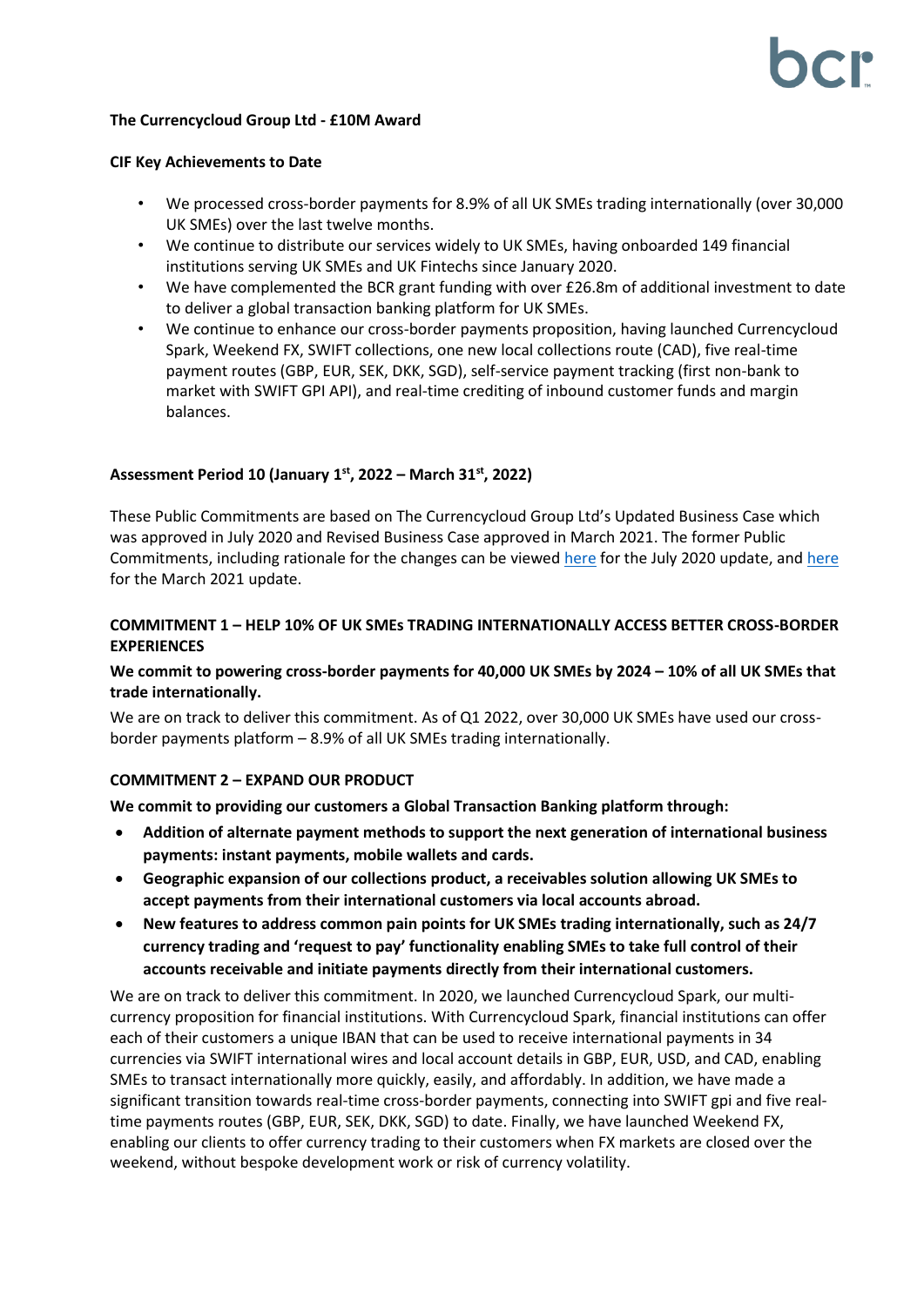**The Currencycloud Group Ltd - £10M Award**

**CIF Key Achievements to Date**

- We processed cross-border payments for 8.9% of all UK SMEs trading internationally (over 30,000 UK SMEs) over the last twelve months.
- We continue to distribute our services widely to UK SMEs, having onboarded 149 financial institutions serving UK SMEs and UK Fintechs since January 2020.
- We have complemented the BCR grant funding with over £26.8m of additional investment to date to deliver a global transaction banking platform for UK SMEs.
- We continue to enhance our cross-border payments proposition, having launched Currencycloud Spark, Weekend FX, SWIFT collections, one new local collections route (CAD), five real-time payment routes (GBP, EUR, SEK, DKK, SGD), self-service payment tracking (first non-bank to market with SWIFT GPI API), and real-time crediting of inbound customer funds and margin balances.

**Assessment Period 10 (January 1st, 2022 – March 31st, 2022)**

These Public Commitments are based on The Currencycloud Group Ltd's Updated Business Case which was approved in July 2020 and Revised Business Case approved in March 2021. The former Public Commitments, including rationale for the changes can be viewed here for the July 2020 update, and here for the March 2021 update.

**COMMITMENT 1 – HELP 10% OF UK SMEs TRADING INTERNATIONALLY ACCESS BETTER CROSS-BORDER EXPERIENCES**

**We commit to powering cross-border payments for 40,000 UK SMEs by 2024 – 10% of all UK SMEs that trade internationally.**

We are on track to deliver this commitment. As of Q1 2022, over 30,000 UK SMEs have used our cross-border payments platform – 8.9% of all UK SMEs trading internationally.

**COMMITMENT 2 – EXPAND OUR PRODUCT**

**We commit to providing our customers a Global Transaction Banking platform through:**

- **Addition of alternate payment methods to support the next generation of international business payments: instant payments, mobile wallets and cards.**
- **Geographic expansion of our collections product, a receivables solution allowing UK SMEs to accept payments from their international customers via local accounts abroad.**
- **New features to address common pain points for UK SMEs trading internationally, such as 24/7 currency trading and 'request to pay' functionality enabling SMEs to take full control of their accounts receivable and initiate payments directly from their international customers.**

We are on track to deliver this commitment. In 2020, we launched Currencycloud Spark, our multi-currency proposition for financial institutions. With Currencycloud Spark, financial institutions can offer each of their customers a unique IBAN that can be used to receive international payments in 34 currencies via SWIFT international wires and local account details in GBP, EUR, USD, and CAD, enabling SMEs to transact internationally more quickly, easily, and affordably. In addition, we have made a significant transition towards real-time cross-border payments, connecting into SWIFT gpi and five real-time payments routes (GBP, EUR, SEK, DKK, SGD) to date. Finally, we have launched Weekend FX, enabling our clients to offer currency trading to their customers when FX markets are closed over the weekend, without bespoke development work or risk of currency volatility.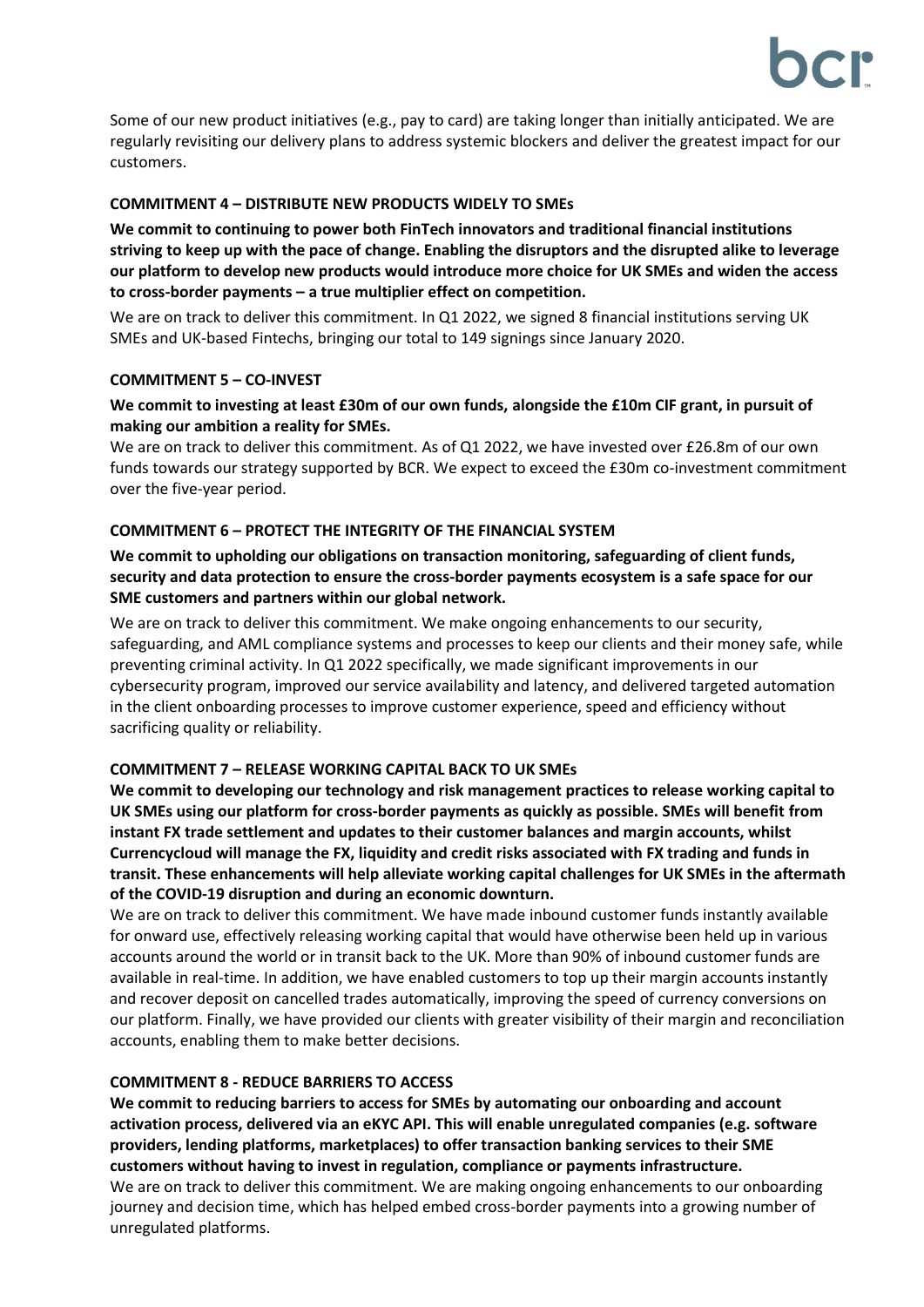Some of our new product initiatives (e.g., pay to card) are taking longer than initially anticipated. We are regularly revisiting our delivery plans to address systemic blockers and deliver the greatest impact for our customers.

**COMMITMENT 4 – DISTRIBUTE NEW PRODUCTS WIDELY TO SMEs**

**We commit to continuing to power both FinTech innovators and traditional financial institutions striving to keep up with the pace of change. Enabling the disruptors and the disrupted alike to leverage our platform to develop new products would introduce more choice for UK SMEs and widen the access to cross-border payments – a true multiplier effect on competition.**

We are on track to deliver this commitment. In Q1 2022, we signed 8 financial institutions serving UK SMEs and UK-based Fintechs, bringing our total to 149 signings since January 2020.

**COMMITMENT 5 – CO-INVEST**

**We commit to investing at least £30m of our own funds, alongside the £10m CIF grant, in pursuit of making our ambition a reality for SMEs.**

We are on track to deliver this commitment. As of Q1 2022, we have invested over £26.8m of our own funds towards our strategy supported by BCR. We expect to exceed the £30m co-investment commitment over the five-year period.

**COMMITMENT 6 – PROTECT THE INTEGRITY OF THE FINANCIAL SYSTEM**

**We commit to upholding our obligations on transaction monitoring, safeguarding of client funds, security and data protection to ensure the cross-border payments ecosystem is a safe space for our SME customers and partners within our global network.**

We are on track to deliver this commitment. We make ongoing enhancements to our security, safeguarding, and AML compliance systems and processes to keep our clients and their money safe, while preventing criminal activity. In Q1 2022 specifically, we made significant improvements in our cybersecurity program, improved our service availability and latency, and delivered targeted automation in the client onboarding processes to improve customer experience, speed and efficiency without sacrificing quality or reliability.

**COMMITMENT 7 – RELEASE WORKING CAPITAL BACK TO UK SMEs**

**We commit to developing our technology and risk management practices to release working capital to UK SMEs using our platform for cross-border payments as quickly as possible. SMEs will benefit from instant FX trade settlement and updates to their customer balances and margin accounts, whilst Currencycloud will manage the FX, liquidity and credit risks associated with FX trading and funds in transit. These enhancements will help alleviate working capital challenges for UK SMEs in the aftermath of the COVID-19 disruption and during an economic downturn.**

We are on track to deliver this commitment. We have made inbound customer funds instantly available for onward use, effectively releasing working capital that would have otherwise been held up in various accounts around the world or in transit back to the UK. More than 90% of inbound customer funds are available in real-time. In addition, we have enabled customers to top up their margin accounts instantly and recover deposit on cancelled trades automatically, improving the speed of currency conversions on our platform. Finally, we have provided our clients with greater visibility of their margin and reconciliation accounts, enabling them to make better decisions.

**COMMITMENT 8 - REDUCE BARRIERS TO ACCESS**

**We commit to reducing barriers to access for SMEs by automating our onboarding and account activation process, delivered via an eKYC API. This will enable unregulated companies (e.g. software providers, lending platforms, marketplaces) to offer transaction banking services to their SME customers without having to invest in regulation, compliance or payments infrastructure.**

We are on track to deliver this commitment. We are making ongoing enhancements to our onboarding journey and decision time, which has helped embed cross-border payments into a growing number of unregulated platforms.